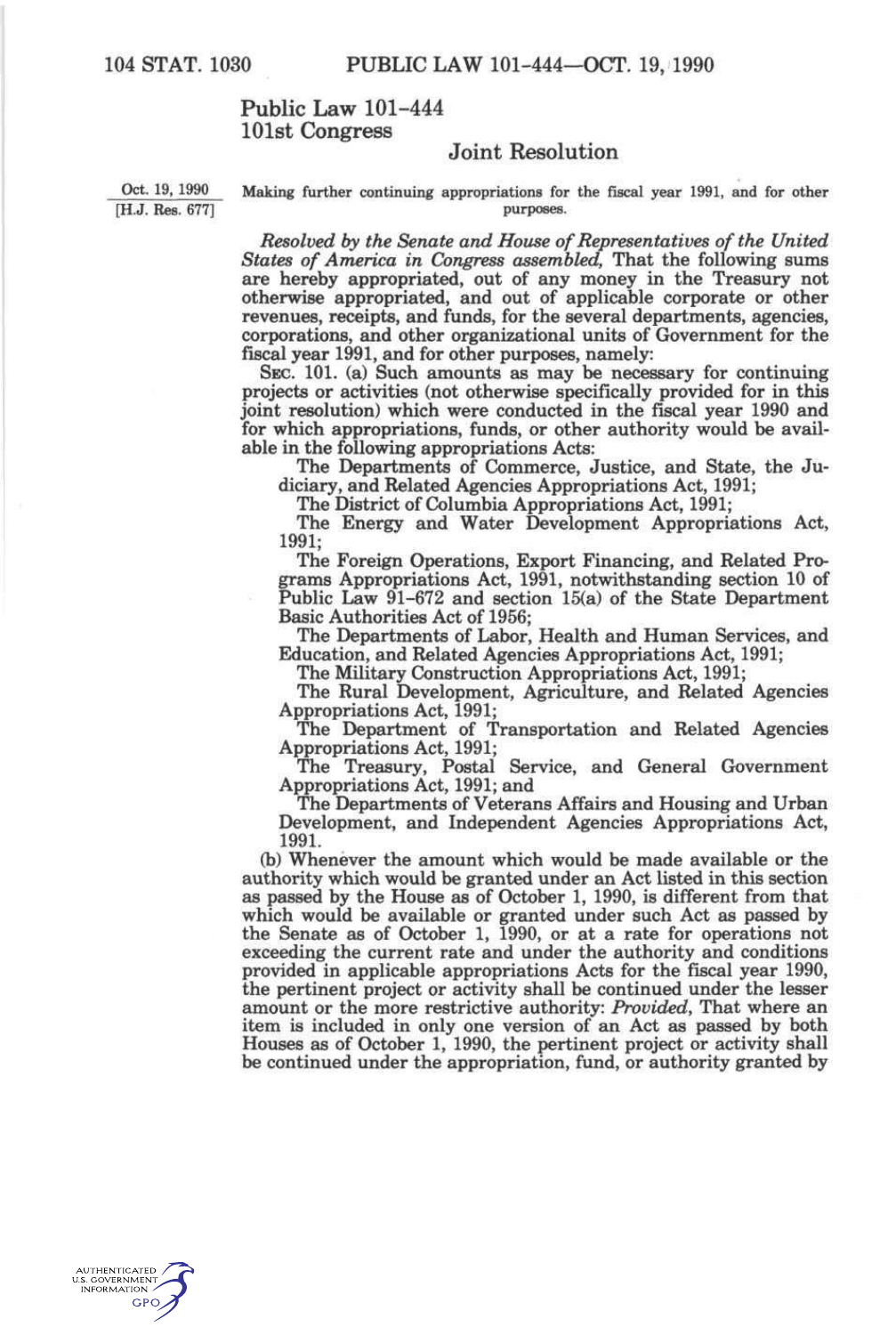# Public Law 101-444
## 101st Congress

### Joint Resolution

Oct. 19, 1990
[H.J. Res. 677]

Making further continuing appropriations for the fiscal year 1991, and for other purposes.

*Resolved by the Senate and House of Representatives of the United States of America in Congress assembled,* That the following sums are hereby appropriated, out of any money in the Treasury not otherwise appropriated, and out of applicable corporate or other revenues, receipts, and funds, for the several departments, agencies, corporations, and other organizational units of Government for the fiscal year 1991, and for other purposes, namely:

SEC. 101. (a) Such amounts as may be necessary for continuing projects or activities (not otherwise specifically provided for in this joint resolution) which were conducted in the fiscal year 1990 and for which appropriations, funds, or other authority would be available in the following appropriations Acts:

The Departments of Commerce, Justice, and State, the Judiciary, and Related Agencies Appropriations Act, 1991;

The District of Columbia Appropriations Act, 1991;

The Energy and Water Development Appropriations Act, 1991;

The Foreign Operations, Export Financing, and Related Programs Appropriations Act, 1991, notwithstanding section 10 of Public Law 91-672 and section 15(a) of the State Department Basic Authorities Act of 1956;

The Departments of Labor, Health and Human Services, and Education, and Related Agencies Appropriations Act, 1991;

The Military Construction Appropriations Act, 1991;

The Rural Development, Agriculture, and Related Agencies Appropriations Act, 1991;

The Department of Transportation and Related Agencies Appropriations Act, 1991;

The Treasury, Postal Service, and General Government Appropriations Act, 1991; and

The Departments of Veterans Affairs and Housing and Urban Development, and Independent Agencies Appropriations Act, 1991.

(b) Whenever the amount which would be made available or the authority which would be granted under an Act listed in this section as passed by the House as of October 1, 1990, is different from that which would be available or granted under such Act as passed by the Senate as of October 1, 1990, or at a rate for operations not exceeding the current rate and under the authority and conditions provided in applicable appropriations Acts for the fiscal year 1990, the pertinent project or activity shall be continued under the lesser amount or the more restrictive authority: *Provided,* That where an item is included in only one version of an Act as passed by both Houses as of October 1, 1990, the pertinent project or activity shall be continued under the appropriation, fund, or authority granted by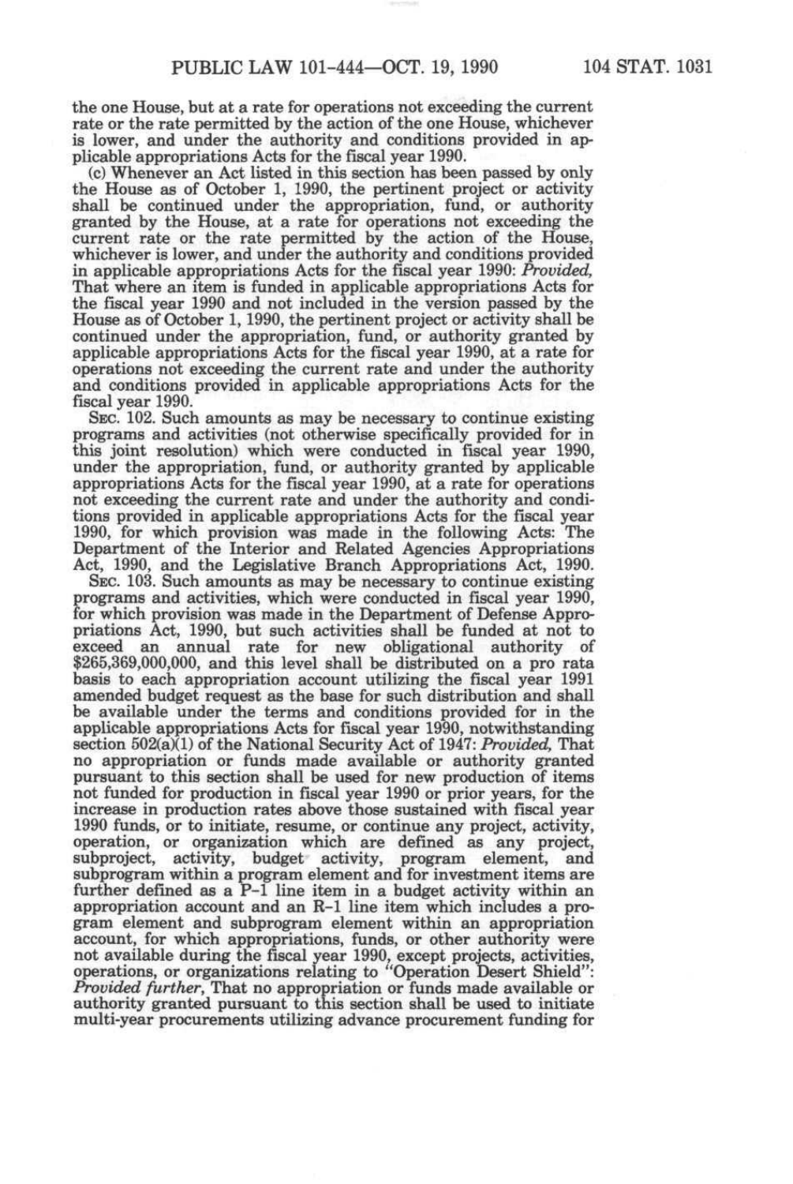the one House, but at a rate for operations not exceeding the current rate or the rate permitted by the action of the one House, whichever is lower, and under the authority and conditions provided in applicable appropriations Acts for the fiscal year 1990.

(c) Whenever an Act listed in this section has been passed by only the House as of October 1, 1990, the pertinent project or activity shall be continued under the appropriation, fund, or authority granted by the House, at a rate for operations not exceeding the current rate or the rate permitted by the action of the House, whichever is lower, and under the authority and conditions provided in applicable appropriations Acts for the fiscal year 1990: *Provided*, That where an item is funded in applicable appropriations Acts for the fiscal year 1990 and not included in the version passed by the House as of October 1, 1990, the pertinent project or activity shall be continued under the appropriation, fund, or authority granted by applicable appropriations Acts for the fiscal year 1990, at a rate for operations not exceeding the current rate and under the authority and conditions provided in applicable appropriations Acts for the fiscal year 1990.

SEC. 102. Such amounts as may be necessary to continue existing programs and activities (not otherwise specifically provided for in this joint resolution) which were conducted in fiscal year 1990, under the appropriation, fund, or authority granted by applicable appropriations Acts for the fiscal year 1990, at a rate for operations not exceeding the current rate and under the authority and conditions provided in applicable appropriations Acts for the fiscal year 1990, for which provision was made in the following Acts: The Department of the Interior and Related Agencies Appropriations Act, 1990, and the Legislative Branch Appropriations Act, 1990.

SEC. 103. Such amounts as may be necessary to continue existing programs and activities, which were conducted in fiscal year 1990, for which provision was made in the Department of Defense Appropriations Act, 1990, but such activities shall be funded at not to exceed an annual rate for new obligational authority of $265,369,000,000, and this level shall be distributed on a pro rata basis to each appropriation account utilizing the fiscal year 1991 amended budget request as the base for such distribution and shall be available under the terms and conditions provided for in the applicable appropriations Acts for fiscal year 1990, notwithstanding section 502(a)(1) of the National Security Act of 1947: *Provided*, That no appropriation or funds made available or authority granted pursuant to this section shall be used for new production of items not funded for production in fiscal year 1990 or prior years, for the increase in production rates above those sustained with fiscal year 1990 funds, or to initiate, resume, or continue any project, activity, operation, or organization which are defined as any project, subproject, activity, budget activity, program element, and subprogram within a program element and for investment items are further defined as a P-1 line item in a budget activity within an appropriation account and an R-1 line item which includes a program element and subprogram element within an appropriation account, for which appropriations, funds, or other authority were not available during the fiscal year 1990, except projects, activities, operations, or organizations relating to "Operation Desert Shield": *Provided further*, That no appropriation or funds made available or authority granted pursuant to this section shall be used to initiate multi-year procurements utilizing advance procurement funding for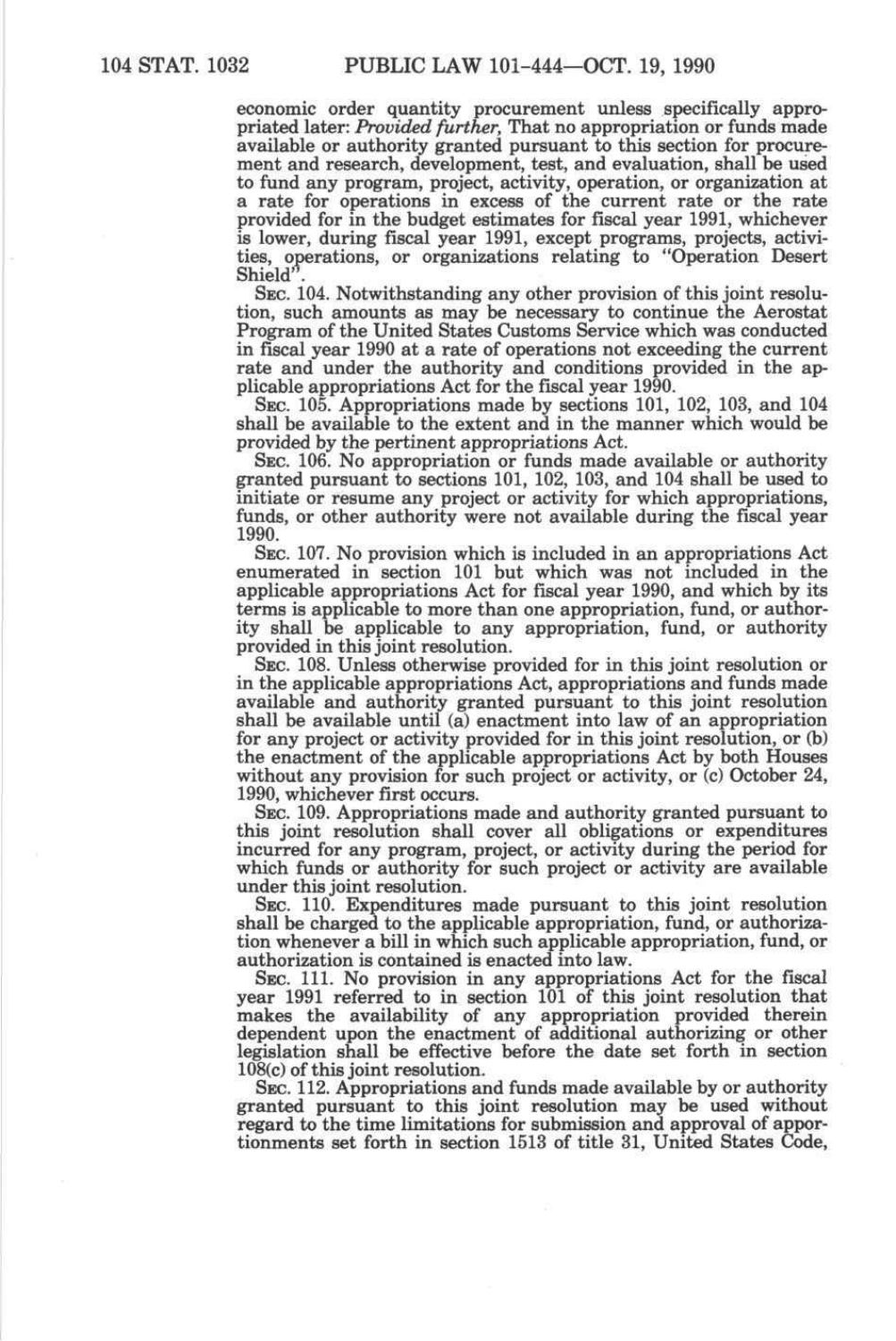economic order quantity procurement unless specifically appropriated later: *Provided further*, That no appropriation or funds made available or authority granted pursuant to this section for procurement and research, development, test, and evaluation, shall be used to fund any program, project, activity, operation, or organization at a rate for operations in excess of the current rate or the rate provided for in the budget estimates for fiscal year 1991, whichever is lower, during fiscal year 1991, except programs, projects, activities, operations, or organizations relating to "Operation Desert Shield".

SEC. 104. Notwithstanding any other provision of this joint resolution, such amounts as may be necessary to continue the Aerostat Program of the United States Customs Service which was conducted in fiscal year 1990 at a rate of operations not exceeding the current rate and under the authority and conditions provided in the applicable appropriations Act for the fiscal year 1990.

SEC. 105. Appropriations made by sections 101, 102, 103, and 104 shall be available to the extent and in the manner which would be provided by the pertinent appropriations Act.

SEC. 106. No appropriation or funds made available or authority granted pursuant to sections 101, 102, 103, and 104 shall be used to initiate or resume any project or activity for which appropriations, funds, or other authority were not available during the fiscal year 1990.

SEC. 107. No provision which is included in an appropriations Act enumerated in section 101 but which was not included in the applicable appropriations Act for fiscal year 1990, and which by its terms is applicable to more than one appropriation, fund, or authority shall be applicable to any appropriation, fund, or authority provided in this joint resolution.

SEC. 108. Unless otherwise provided for in this joint resolution or in the applicable appropriations Act, appropriations and funds made available and authority granted pursuant to this joint resolution shall be available until (a) enactment into law of an appropriation for any project or activity provided for in this joint resolution, or (b) the enactment of the applicable appropriations Act by both Houses without any provision for such project or activity, or (c) October 24, 1990, whichever first occurs.

SEC. 109. Appropriations made and authority granted pursuant to this joint resolution shall cover all obligations or expenditures incurred for any program, project, or activity during the period for which funds or authority for such project or activity are available under this joint resolution.

SEC. 110. Expenditures made pursuant to this joint resolution shall be charged to the applicable appropriation, fund, or authorization whenever a bill in which such applicable appropriation, fund, or authorization is contained is enacted into law.

SEC. 111. No provision in any appropriations Act for the fiscal year 1991 referred to in section 101 of this joint resolution that makes the availability of any appropriation provided therein dependent upon the enactment of additional authorizing or other legislation shall be effective before the date set forth in section 108(c) of this joint resolution.

SEC. 112. Appropriations and funds made available by or authority granted pursuant to this joint resolution may be used without regard to the time limitations for submission and approval of apportionments set forth in section 1513 of title 31, United States Code,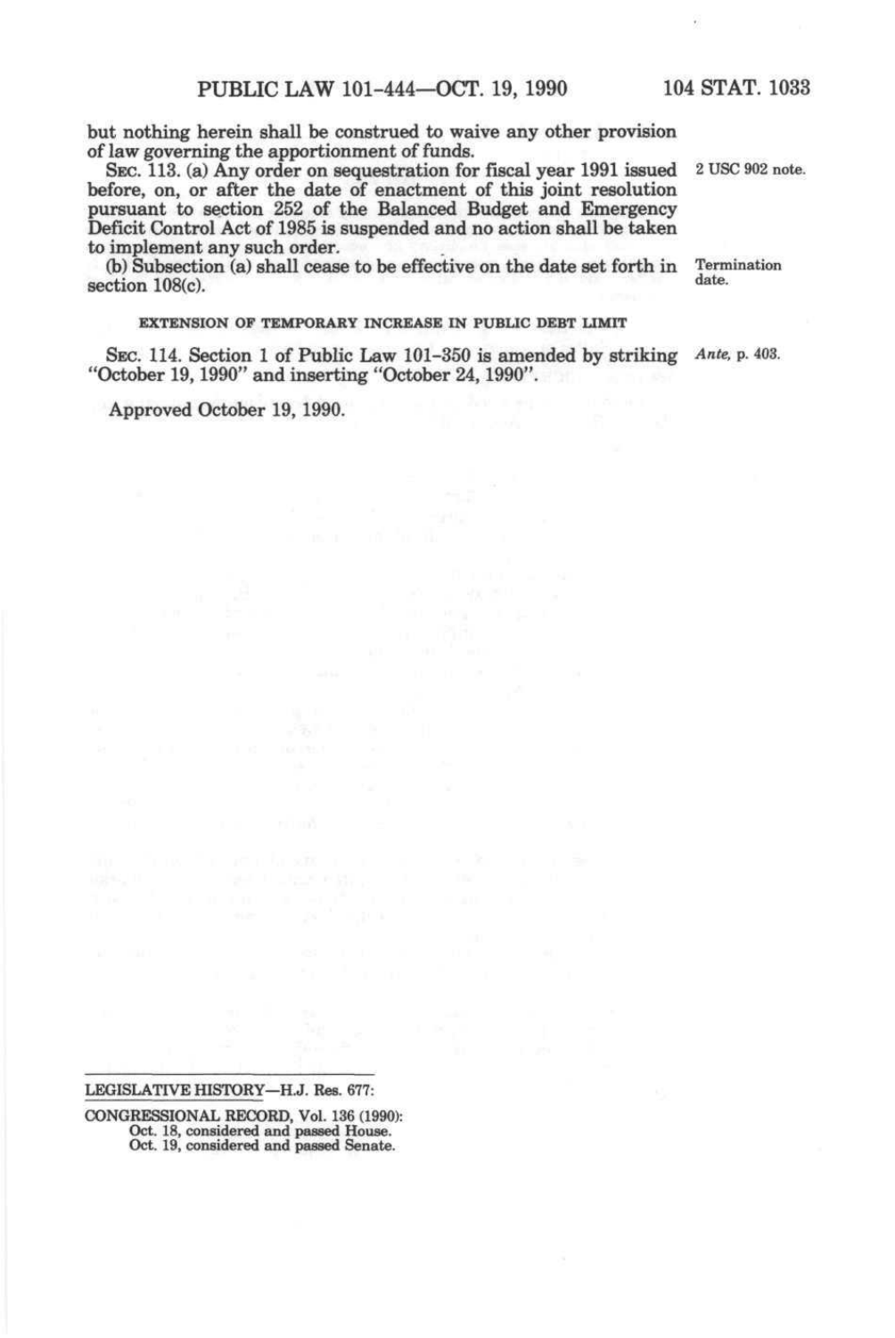but nothing herein shall be construed to waive any other provision of law governing the apportionment of funds.

SEC. 113. (a) Any order on sequestration for fiscal year 1991 issued before, on, or after the date of enactment of this joint resolution pursuant to section 252 of the Balanced Budget and Emergency Deficit Control Act of 1985 is suspended and no action shall be taken to implement any such order.

2 USC 902 note.

(b) Subsection (a) shall cease to be effective on the date set forth in section 108(c).

Termination date.

EXTENSION OF TEMPORARY INCREASE IN PUBLIC DEBT LIMIT

SEC. 114. Section 1 of Public Law 101-350 is amended by striking "October 19, 1990" and inserting "October 24, 1990".

*Ante*, p. 403.

Approved October 19, 1990.

---

LEGISLATIVE HISTORY—H.J. Res. 677:

CONGRESSIONAL RECORD, Vol. 136 (1990):
Oct. 18, considered and passed House.
Oct. 19, considered and passed Senate.